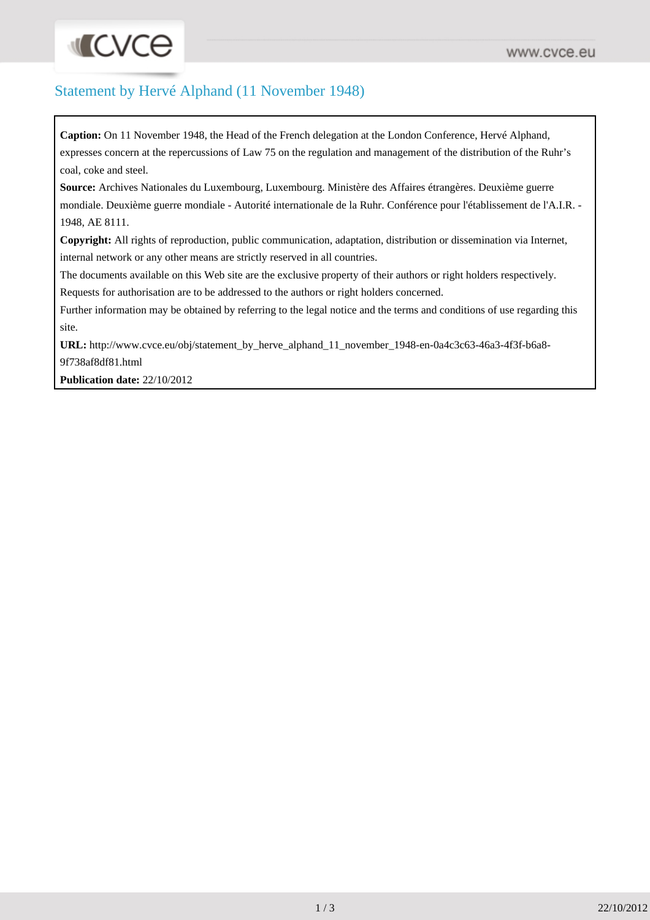# Statement by Hervé Alphand (11 November 1948)

**Caption:** On 11 November 1948, the Head of the French delegation at the London Conference, Hervé Alphand, expresses concern at the repercussions of Law 75 on the regulation and management of the distribution of the Ruhr's coal, coke and steel.

**Source:** Archives Nationales du Luxembourg, Luxembourg. Ministère des Affaires étrangères. Deuxième guerre mondiale. Deuxième guerre mondiale - Autorité internationale de la Ruhr. Conférence pour l'établissement de l'A.I.R. - 1948, AE 8111.

**Copyright:** All rights of reproduction, public communication, adaptation, distribution or dissemination via Internet, internal network or any other means are strictly reserved in all countries.

The documents available on this Web site are the exclusive property of their authors or right holders respectively.

Requests for authorisation are to be addressed to the authors or right holders concerned.

Further information may be obtained by referring to the legal notice and the terms and conditions of use regarding this site.

**URL:** http://www.cvce.eu/obj/statement_by_herve_alphand_11_november_1948-en-0a4c3c63-46a3-4f3f-b6a8-9f738af8df81.html

**Publication date:** 22/10/2012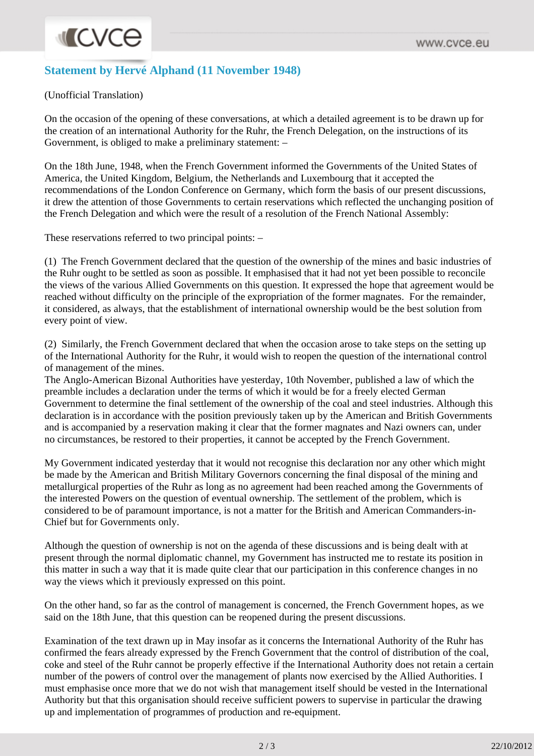## Statement by Hervé Alphand (11 November 1948)

(Unofficial Translation)

On the occasion of the opening of these conversations, at which a detailed agreement is to be drawn up for the creation of an international Authority for the Ruhr, the French Delegation, on the instructions of its Government, is obliged to make a preliminary statement: –

On the 18th June, 1948, when the French Government informed the Governments of the United States of America, the United Kingdom, Belgium, the Netherlands and Luxembourg that it accepted the recommendations of the London Conference on Germany, which form the basis of our present discussions, it drew the attention of those Governments to certain reservations which reflected the unchanging position of the French Delegation and which were the result of a resolution of the French National Assembly:

These reservations referred to two principal points: –

(1) The French Government declared that the question of the ownership of the mines and basic industries of the Ruhr ought to be settled as soon as possible. It emphasised that it had not yet been possible to reconcile the views of the various Allied Governments on this question. It expressed the hope that agreement would be reached without difficulty on the principle of the expropriation of the former magnates. For the remainder, it considered, as always, that the establishment of international ownership would be the best solution from every point of view.

(2) Similarly, the French Government declared that when the occasion arose to take steps on the setting up of the International Authority for the Ruhr, it would wish to reopen the question of the international control of management of the mines.

The Anglo-American Bizonal Authorities have yesterday, 10th November, published a law of which the preamble includes a declaration under the terms of which it would be for a freely elected German Government to determine the final settlement of the ownership of the coal and steel industries. Although this declaration is in accordance with the position previously taken up by the American and British Governments and is accompanied by a reservation making it clear that the former magnates and Nazi owners can, under no circumstances, be restored to their properties, it cannot be accepted by the French Government.

My Government indicated yesterday that it would not recognise this declaration nor any other which might be made by the American and British Military Governors concerning the final disposal of the mining and metallurgical properties of the Ruhr as long as no agreement had been reached among the Governments of the interested Powers on the question of eventual ownership. The settlement of the problem, which is considered to be of paramount importance, is not a matter for the British and American Commanders-in-Chief but for Governments only.

Although the question of ownership is not on the agenda of these discussions and is being dealt with at present through the normal diplomatic channel, my Government has instructed me to restate its position in this matter in such a way that it is made quite clear that our participation in this conference changes in no way the views which it previously expressed on this point.

On the other hand, so far as the control of management is concerned, the French Government hopes, as we said on the 18th June, that this question can be reopened during the present discussions.

Examination of the text drawn up in May insofar as it concerns the International Authority of the Ruhr has confirmed the fears already expressed by the French Government that the control of distribution of the coal, coke and steel of the Ruhr cannot be properly effective if the International Authority does not retain a certain number of the powers of control over the management of plants now exercised by the Allied Authorities. I must emphasise once more that we do not wish that management itself should be vested in the International Authority but that this organisation should receive sufficient powers to supervise in particular the drawing up and implementation of programmes of production and re-equipment.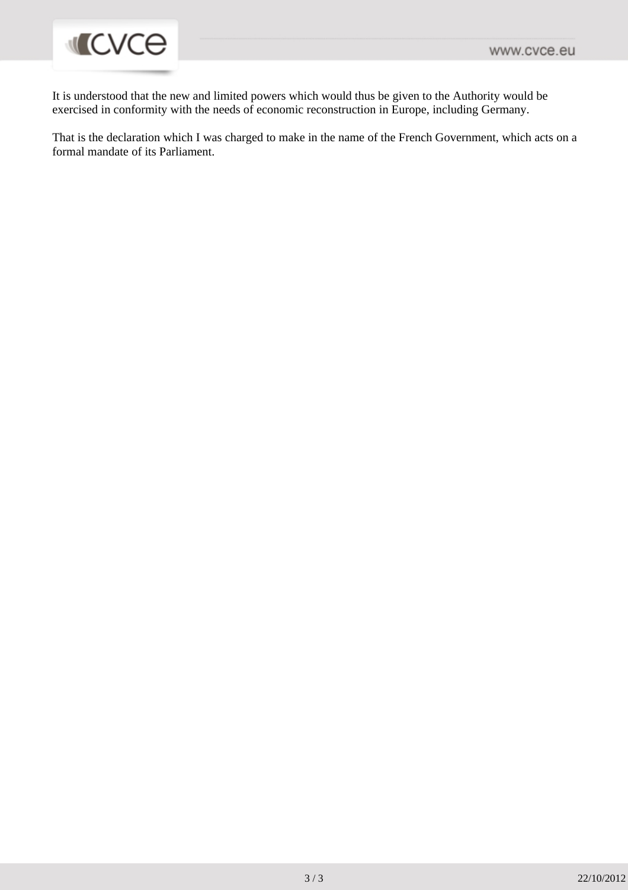It is understood that the new and limited powers which would thus be given to the Authority would be exercised in conformity with the needs of economic reconstruction in Europe, including Germany.

That is the declaration which I was charged to make in the name of the French Government, which acts on a formal mandate of its Parliament.